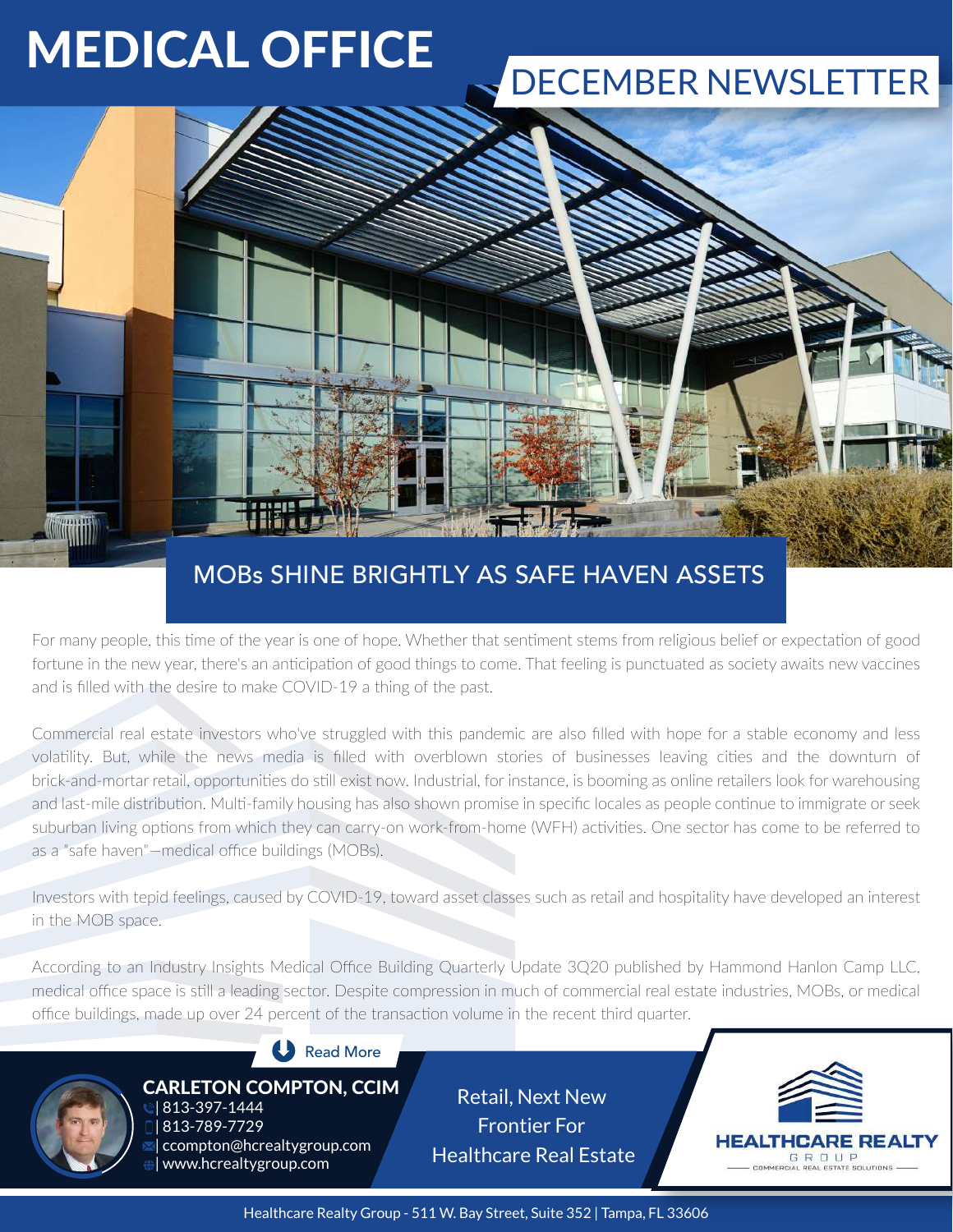# MEDICAL OFFICE

## DECEMBER NEWSLETTER

## MOBs SHINE BRIGHTLY AS SAFE HAVEN ASSETS

For many people, this time of the year is one of hope. Whether that sentiment stems from religious belief or expectation of good fortune in the new year, there's an anticipation of good things to come. That feeling is punctuated as society awaits new vaccines and is filled with the desire to make COVID-19 a thing of the past.

Commercial real estate investors who've struggled with this pandemic are also filled with hope for a stable economy and less volatility. But, while the news media is filled with overblown stories of businesses leaving cities and the downturn of brick-and-mortar retail, opportunities do still exist now. Industrial, for instance, is booming as online retailers look for warehousing and last-mile distribution. Multi-family housing has also shown promise in specific locales as people continue to immigrate or seek suburban living options from which they can carry-on work-from-home (WFH) activities. One sector has come to be referred to as a "safe haven"—medical office buildings (MOBs).

Investors with tepid feelings, caused by COVID-19, toward asset classes such as retail and hospitality have developed an interest in the MOB space.

According to an Industry Insights Medical Office Building Quarterly Update 3Q20 published by Hammond Hanlon Camp LLC, medical office space is still a leading sector. Despite compression in much of commercial real estate industries, MOBs, or medical office buildings, made up over 24 percent of the transaction volume in the recent third quarter.

Read More

**CARLETON COMPTON, CCIM**
| 813-397-1444
| 813-789-7729
| ccompton@hcrealtygroup.com
| www.hcrealtygroup.com

Retail, Next New Frontier For Healthcare Real Estate

HEALTHCARE REALTY GROUP
COMMERCIAL REAL ESTATE SOLUTIONS

Healthcare Realty Group - 511 W. Bay Street, Suite 352 | Tampa, FL 33606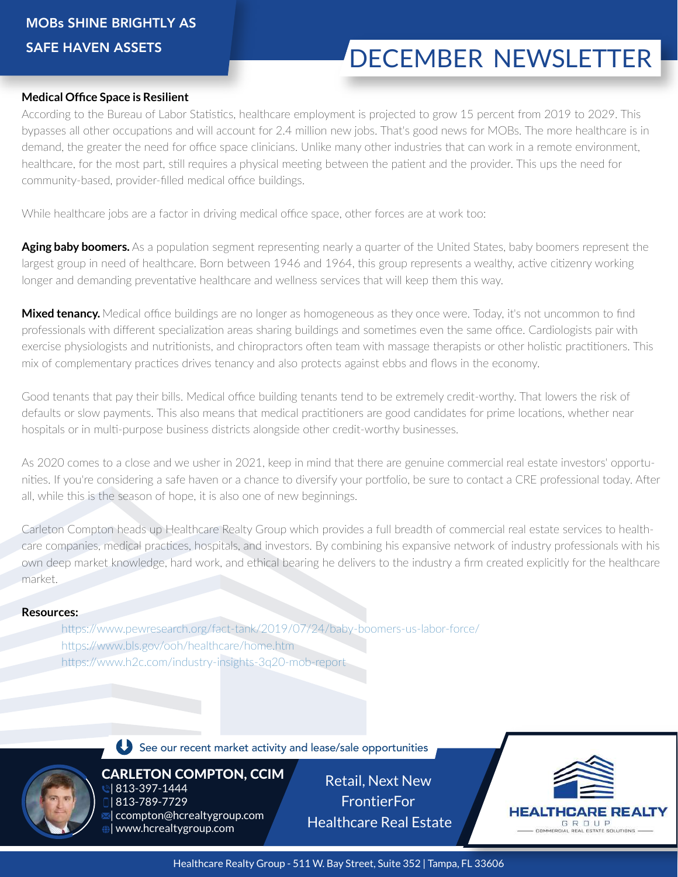# MOBs SHINE BRIGHTLY AS SAFE HAVEN ASSETS

## DECEMBER NEWSLETTER

### Medical Office Space is Resilient

According to the Bureau of Labor Statistics, healthcare employment is projected to grow 15 percent from 2019 to 2029. This bypasses all other occupations and will account for 2.4 million new jobs. That's good news for MOBs. The more healthcare is in demand, the greater the need for office space clinicians. Unlike many other industries that can work in a remote environment, healthcare, for the most part, still requires a physical meeting between the patient and the provider. This ups the need for community-based, provider-filled medical office buildings.

While healthcare jobs are a factor in driving medical office space, other forces are at work too:

**Aging baby boomers.** As a population segment representing nearly a quarter of the United States, baby boomers represent the largest group in need of healthcare. Born between 1946 and 1964, this group represents a wealthy, active citizenry working longer and demanding preventative healthcare and wellness services that will keep them this way.

**Mixed tenancy.** Medical office buildings are no longer as homogeneous as they once were. Today, it's not uncommon to find professionals with different specialization areas sharing buildings and sometimes even the same office. Cardiologists pair with exercise physiologists and nutritionists, and chiropractors often team with massage therapists or other holistic practitioners. This mix of complementary practices drives tenancy and also protects against ebbs and flows in the economy.

Good tenants that pay their bills. Medical office building tenants tend to be extremely credit-worthy. That lowers the risk of defaults or slow payments. This also means that medical practitioners are good candidates for prime locations, whether near hospitals or in multi-purpose business districts alongside other credit-worthy businesses.

As 2020 comes to a close and we usher in 2021, keep in mind that there are genuine commercial real estate investors' opportunities. If you're considering a safe haven or a chance to diversify your portfolio, be sure to contact a CRE professional today. After all, while this is the season of hope, it is also one of new beginnings.

Carleton Compton heads up Healthcare Realty Group which provides a full breadth of commercial real estate services to healthcare companies, medical practices, hospitals, and investors. By combining his expansive network of industry professionals with his own deep market knowledge, hard work, and ethical bearing he delivers to the industry a firm created explicitly for the healthcare market.

**Resources:**

- https://www.pewresearch.org/fact-tank/2019/07/24/baby-boomers-us-labor-force/
- https://www.bls.gov/ooh/healthcare/home.htm
- https://www.h2c.com/industry-insights-3q20-mob-report

See our recent market activity and lease/sale opportunities

**CARLETON COMPTON, CCIM**
| 813-397-1444
| 813-789-7729
| ccompton@hcrealtygroup.com
| www.hcrealtygroup.com

Retail, Next New FrontierFor Healthcare Real Estate

HEALTHCARE REALTY GROUP
COMMERCIAL REAL ESTATE SOLUTIONS

Healthcare Realty Group - 511 W. Bay Street, Suite 352 | Tampa, FL 33606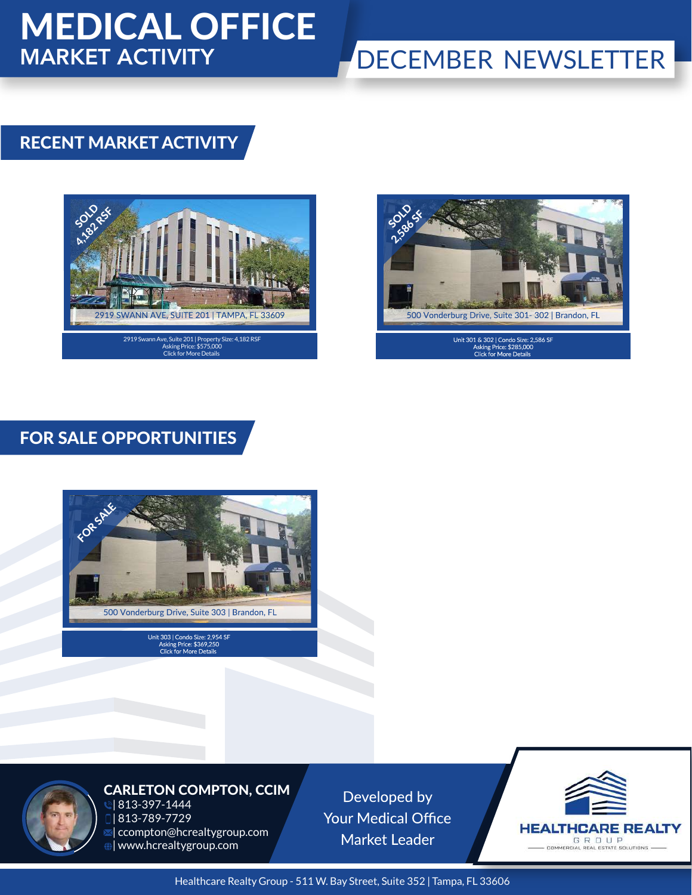# MEDICAL OFFICE
## MARKET ACTIVITY

## DECEMBER NEWSLETTER

## RECENT MARKET ACTIVITY

SOLD 4,182 RSF

2919 SWANN AVE, SUITE 201 | TAMPA, FL 33609

2919 Swann Ave, Suite 201 | Property Size: 4,182 RSF
Asking Price: $575,000
Click for More Details

SOLD 2,586 SF

500 Vonderburg Drive, Suite 301- 302 | Brandon, FL

Unit 301 & 302 | Condo Size: 2,586 SF
Asking Price: $285,000
Click for More Details

## FOR SALE OPPORTUNITIES

FOR SALE

500 Vonderburg Drive, Suite 303 | Brandon, FL

Unit 303 | Condo Size: 2,954 SF
Asking Price: $369,250
Click for More Details

**CARLETON COMPTON, CCIM**
| 813-397-1444
| 813-789-7729
| ccompton@hcrealtygroup.com
| www.hcrealtygroup.com

Developed by
Your Medical Office
Market Leader

HEALTHCARE REALTY GROUP
COMMERCIAL REAL ESTATE SOLUTIONS

Healthcare Realty Group - 511 W. Bay Street, Suite 352 | Tampa, FL 33606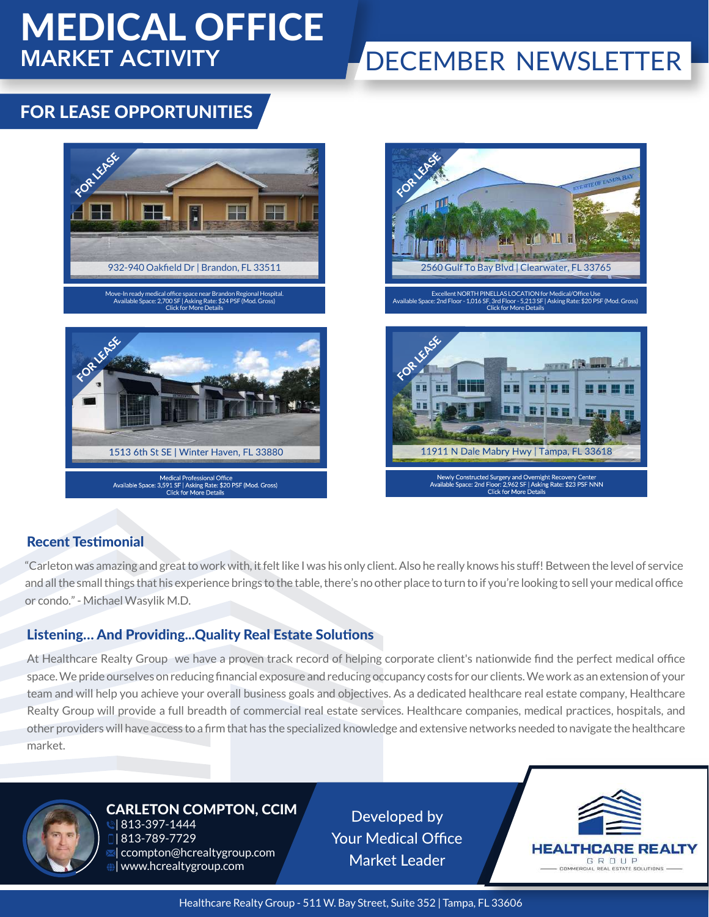# MEDICAL OFFICE

## MARKET ACTIVITY

# DECEMBER NEWSLETTER

## FOR LEASE OPPORTUNITIES

FOR LEASE

932-940 Oakfield Dr | Brandon, FL 33511

Move-In ready medical office space near Brandon Regional Hospital.
Available Space: 2,700 SF | Asking Rate: $24 PSF (Mod. Gross)
Click for More Details

FOR LEASE

2560 Gulf To Bay Blvd | Clearwater, FL 33765

Excellent NORTH PINELLAS LOCATION for Medical/Office Use
Available Space: 2nd Floor - 1,016 SF, 3rd Floor - 5,213 SF | Asking Rate: $20 PSF (Mod. Gross)
Click for More Details

FOR LEASE

1513 6th St SE | Winter Haven, FL 33880

Medical Professional Office
Available Space: 3,591 SF | Asking Rate: $20 PSF (Mod. Gross)
Click for More Details

FOR LEASE

11911 N Dale Mabry Hwy | Tampa, FL 33618

Newly Constructed Surgery and Overnight Recovery Center
Available Space: 2nd Floor: 2,962 SF | Asking Rate: $23 PSF NNN
Click for More Details

### Recent Testimonial

"Carleton was amazing and great to work with, it felt like I was his only client. Also he really knows his stuff! Between the level of service and all the small things that his experience brings to the table, there's no other place to turn to if you're looking to sell your medical office or condo." - Michael Wasylik M.D.

### Listening... And Providing...Quality Real Estate Solutions

At Healthcare Realty Group we have a proven track record of helping corporate client's nationwide find the perfect medical office space. We pride ourselves on reducing financial exposure and reducing occupancy costs for our clients. We work as an extension of your team and will help you achieve your overall business goals and objectives. As a dedicated healthcare real estate company, Healthcare Realty Group will provide a full breadth of commercial real estate services. Healthcare companies, medical practices, hospitals, and other providers will have access to a firm that has the specialized knowledge and extensive networks needed to navigate the healthcare market.

**CARLETON COMPTON, CCIM**
| 813-397-1444
| 813-789-7729
| ccompton@hcrealtygroup.com
| www.hcrealtygroup.com

Developed by
Your Medical Office
Market Leader

HEALTHCARE REALTY
GROUP
COMMERCIAL REAL ESTATE SOLUTIONS

Healthcare Realty Group - 511 W. Bay Street, Suite 352 | Tampa, FL 33606